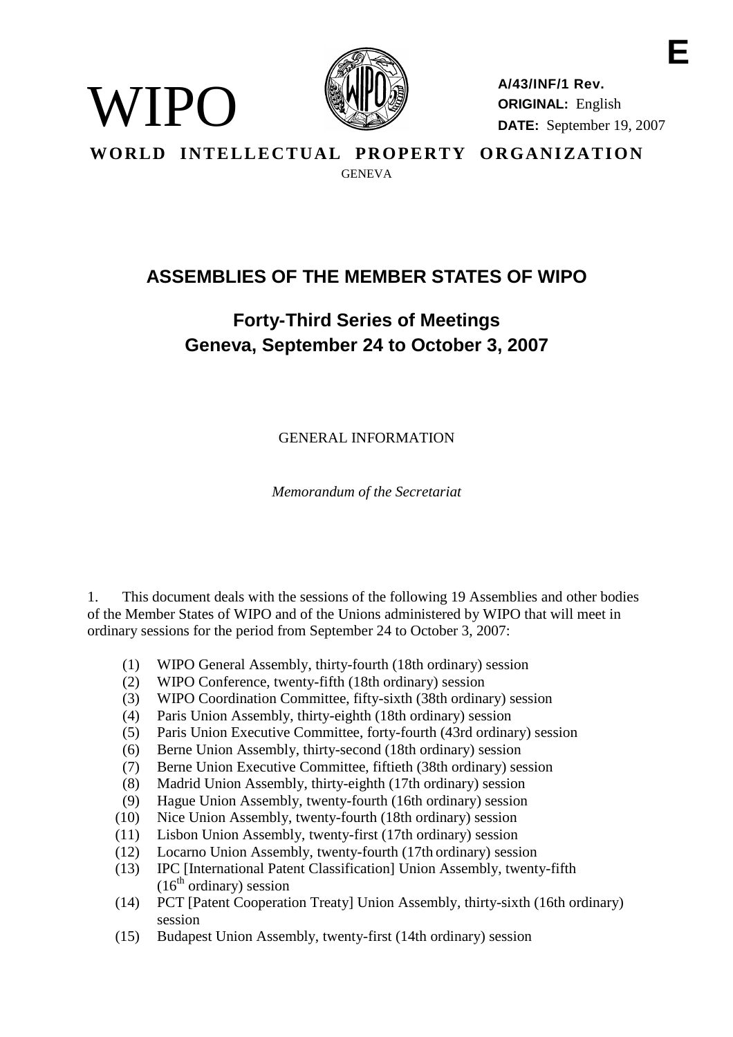WIPO

**A/43/INF/1 Rev.**
**ORIGINAL:** English
**DATE:** September 19, 2007

**WORLD INTELLECTUAL PROPERTY ORGANIZATION**
GENEVA

# ASSEMBLIES OF THE MEMBER STATES OF WIPO

## Forty-Third Series of Meetings
## Geneva, September 24 to October 3, 2007

GENERAL INFORMATION

*Memorandum of the Secretariat*

1. This document deals with the sessions of the following 19 Assemblies and other bodies of the Member States of WIPO and of the Unions administered by WIPO that will meet in ordinary sessions for the period from September 24 to October 3, 2007:

(1) WIPO General Assembly, thirty-fourth (18th ordinary) session
(2) WIPO Conference, twenty-fifth (18th ordinary) session
(3) WIPO Coordination Committee, fifty-sixth (38th ordinary) session
(4) Paris Union Assembly, thirty-eighth (18th ordinary) session
(5) Paris Union Executive Committee, forty-fourth (43rd ordinary) session
(6) Berne Union Assembly, thirty-second (18th ordinary) session
(7) Berne Union Executive Committee, fiftieth (38th ordinary) session
(8) Madrid Union Assembly, thirty-eighth (17th ordinary) session
(9) Hague Union Assembly, twenty-fourth (16th ordinary) session
(10) Nice Union Assembly, twenty-fourth (18th ordinary) session
(11) Lisbon Union Assembly, twenty-first (17th ordinary) session
(12) Locarno Union Assembly, twenty-fourth (17th ordinary) session
(13) IPC [International Patent Classification] Union Assembly, twenty-fifth (16th ordinary) session
(14) PCT [Patent Cooperation Treaty] Union Assembly, thirty-sixth (16th ordinary) session
(15) Budapest Union Assembly, twenty-first (14th ordinary) session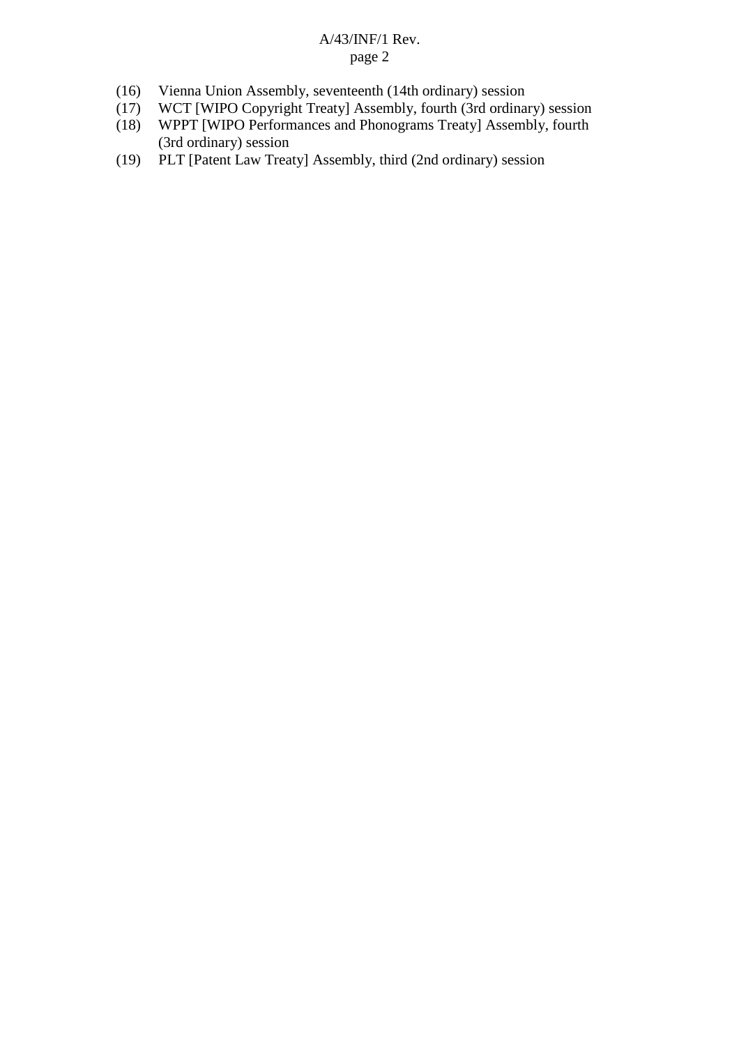(16) Vienna Union Assembly, seventeenth (14th ordinary) session
(17) WCT [WIPO Copyright Treaty] Assembly, fourth (3rd ordinary) session
(18) WPPT [WIPO Performances and Phonograms Treaty] Assembly, fourth (3rd ordinary) session
(19) PLT [Patent Law Treaty] Assembly, third (2nd ordinary) session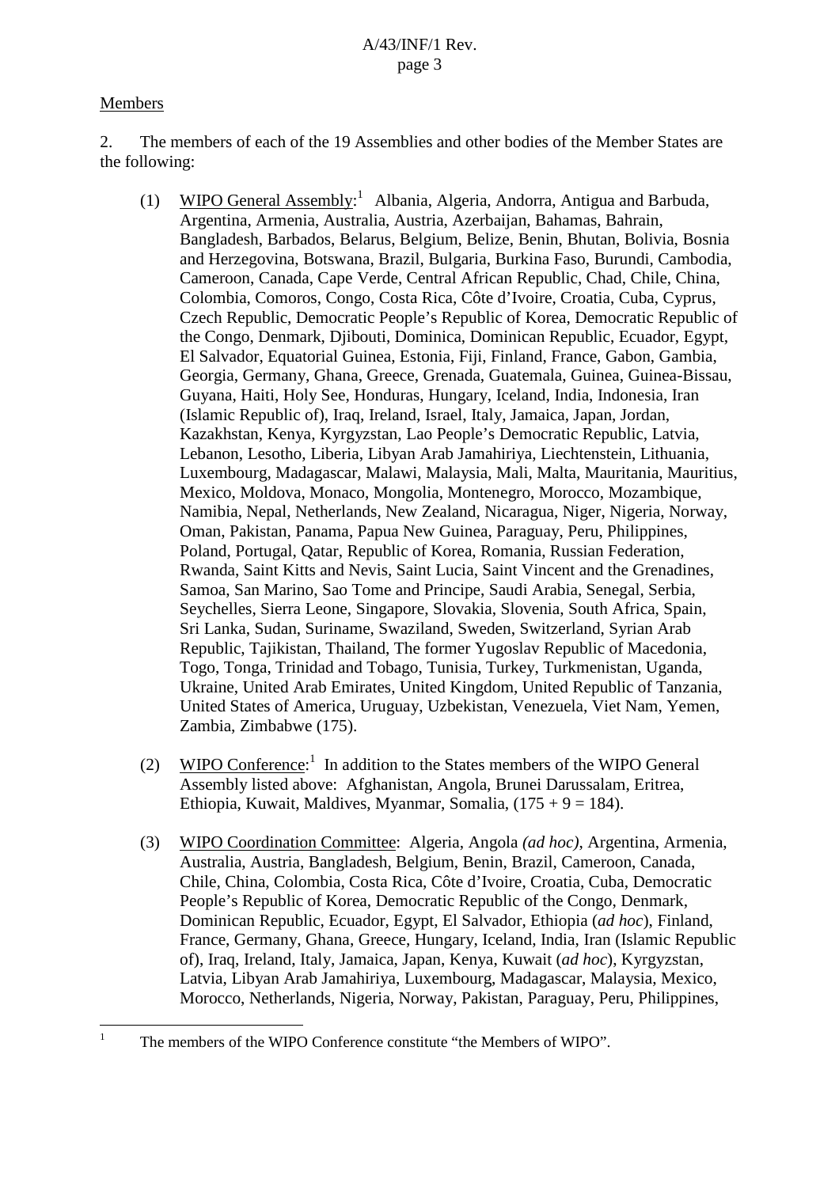Members

2. The members of each of the 19 Assemblies and other bodies of the Member States are the following:

(1) WIPO General Assembly:[1] Albania, Algeria, Andorra, Antigua and Barbuda, Argentina, Armenia, Australia, Austria, Azerbaijan, Bahamas, Bahrain, Bangladesh, Barbados, Belarus, Belgium, Belize, Benin, Bhutan, Bolivia, Bosnia and Herzegovina, Botswana, Brazil, Bulgaria, Burkina Faso, Burundi, Cambodia, Cameroon, Canada, Cape Verde, Central African Republic, Chad, Chile, China, Colombia, Comoros, Congo, Costa Rica, Côte d'Ivoire, Croatia, Cuba, Cyprus, Czech Republic, Democratic People's Republic of Korea, Democratic Republic of the Congo, Denmark, Djibouti, Dominica, Dominican Republic, Ecuador, Egypt, El Salvador, Equatorial Guinea, Estonia, Fiji, Finland, France, Gabon, Gambia, Georgia, Germany, Ghana, Greece, Grenada, Guatemala, Guinea, Guinea-Bissau, Guyana, Haiti, Holy See, Honduras, Hungary, Iceland, India, Indonesia, Iran (Islamic Republic of), Iraq, Ireland, Israel, Italy, Jamaica, Japan, Jordan, Kazakhstan, Kenya, Kyrgyzstan, Lao People's Democratic Republic, Latvia, Lebanon, Lesotho, Liberia, Libyan Arab Jamahiriya, Liechtenstein, Lithuania, Luxembourg, Madagascar, Malawi, Malaysia, Mali, Malta, Mauritania, Mauritius, Mexico, Moldova, Monaco, Mongolia, Montenegro, Morocco, Mozambique, Namibia, Nepal, Netherlands, New Zealand, Nicaragua, Niger, Nigeria, Norway, Oman, Pakistan, Panama, Papua New Guinea, Paraguay, Peru, Philippines, Poland, Portugal, Qatar, Republic of Korea, Romania, Russian Federation, Rwanda, Saint Kitts and Nevis, Saint Lucia, Saint Vincent and the Grenadines, Samoa, San Marino, Sao Tome and Principe, Saudi Arabia, Senegal, Serbia, Seychelles, Sierra Leone, Singapore, Slovakia, Slovenia, South Africa, Spain, Sri Lanka, Sudan, Suriname, Swaziland, Sweden, Switzerland, Syrian Arab Republic, Tajikistan, Thailand, The former Yugoslav Republic of Macedonia, Togo, Tonga, Trinidad and Tobago, Tunisia, Turkey, Turkmenistan, Uganda, Ukraine, United Arab Emirates, United Kingdom, United Republic of Tanzania, United States of America, Uruguay, Uzbekistan, Venezuela, Viet Nam, Yemen, Zambia, Zimbabwe (175).

(2) WIPO Conference:[1] In addition to the States members of the WIPO General Assembly listed above: Afghanistan, Angola, Brunei Darussalam, Eritrea, Ethiopia, Kuwait, Maldives, Myanmar, Somalia, (175 + 9 = 184).

(3) WIPO Coordination Committee: Algeria, Angola *(ad hoc)*, Argentina, Armenia, Australia, Austria, Bangladesh, Belgium, Benin, Brazil, Cameroon, Canada, Chile, China, Colombia, Costa Rica, Côte d'Ivoire, Croatia, Cuba, Democratic People's Republic of Korea, Democratic Republic of the Congo, Denmark, Dominican Republic, Ecuador, Egypt, El Salvador, Ethiopia (*ad hoc*), Finland, France, Germany, Ghana, Greece, Hungary, Iceland, India, Iran (Islamic Republic of), Iraq, Ireland, Italy, Jamaica, Japan, Kenya, Kuwait (*ad hoc*), Kyrgyzstan, Latvia, Libyan Arab Jamahiriya, Luxembourg, Madagascar, Malaysia, Mexico, Morocco, Netherlands, Nigeria, Norway, Pakistan, Paraguay, Peru, Philippines,

[1] The members of the WIPO Conference constitute "the Members of WIPO".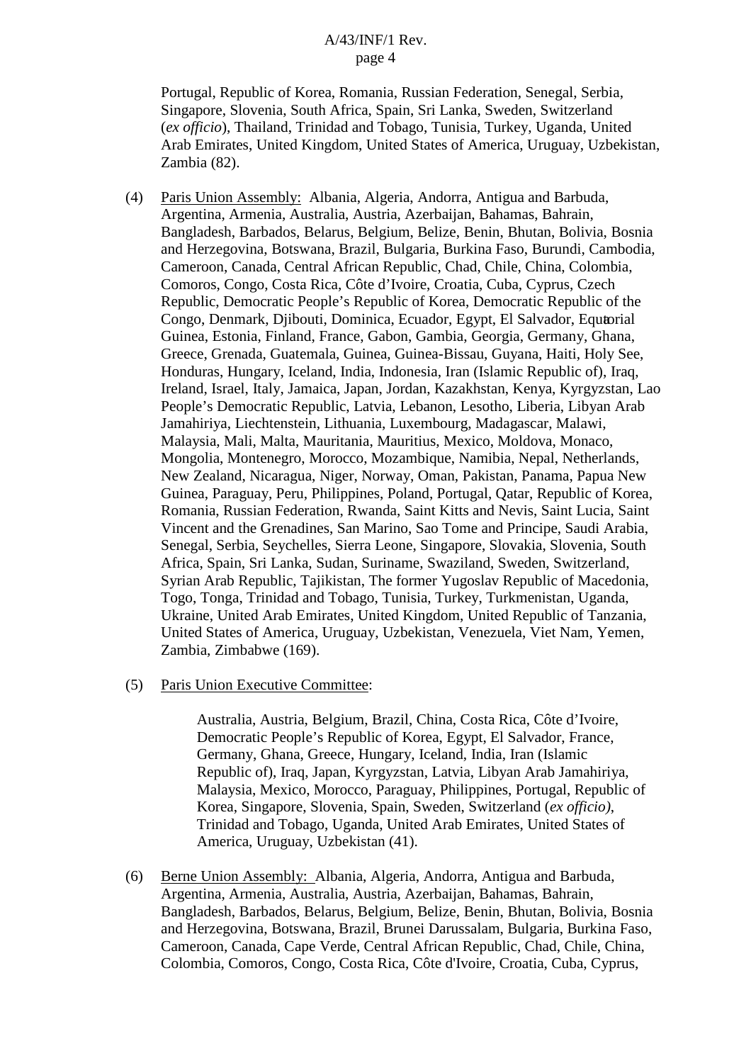Portugal, Republic of Korea, Romania, Russian Federation, Senegal, Serbia, Singapore, Slovenia, South Africa, Spain, Sri Lanka, Sweden, Switzerland (*ex officio*), Thailand, Trinidad and Tobago, Tunisia, Turkey, Uganda, United Arab Emirates, United Kingdom, United States of America, Uruguay, Uzbekistan, Zambia (82).

(4) Paris Union Assembly: Albania, Algeria, Andorra, Antigua and Barbuda, Argentina, Armenia, Australia, Austria, Azerbaijan, Bahamas, Bahrain, Bangladesh, Barbados, Belarus, Belgium, Belize, Benin, Bhutan, Bolivia, Bosnia and Herzegovina, Botswana, Brazil, Bulgaria, Burkina Faso, Burundi, Cambodia, Cameroon, Canada, Central African Republic, Chad, Chile, China, Colombia, Comoros, Congo, Costa Rica, Côte d'Ivoire, Croatia, Cuba, Cyprus, Czech Republic, Democratic People's Republic of Korea, Democratic Republic of the Congo, Denmark, Djibouti, Dominica, Ecuador, Egypt, El Salvador, Equatorial Guinea, Estonia, Finland, France, Gabon, Gambia, Georgia, Germany, Ghana, Greece, Grenada, Guatemala, Guinea, Guinea-Bissau, Guyana, Haiti, Holy See, Honduras, Hungary, Iceland, India, Indonesia, Iran (Islamic Republic of), Iraq, Ireland, Israel, Italy, Jamaica, Japan, Jordan, Kazakhstan, Kenya, Kyrgyzstan, Lao People's Democratic Republic, Latvia, Lebanon, Lesotho, Liberia, Libyan Arab Jamahiriya, Liechtenstein, Lithuania, Luxembourg, Madagascar, Malawi, Malaysia, Mali, Malta, Mauritania, Mauritius, Mexico, Moldova, Monaco, Mongolia, Montenegro, Morocco, Mozambique, Namibia, Nepal, Netherlands, New Zealand, Nicaragua, Niger, Norway, Oman, Pakistan, Panama, Papua New Guinea, Paraguay, Peru, Philippines, Poland, Portugal, Qatar, Republic of Korea, Romania, Russian Federation, Rwanda, Saint Kitts and Nevis, Saint Lucia, Saint Vincent and the Grenadines, San Marino, Sao Tome and Principe, Saudi Arabia, Senegal, Serbia, Seychelles, Sierra Leone, Singapore, Slovakia, Slovenia, South Africa, Spain, Sri Lanka, Sudan, Suriname, Swaziland, Sweden, Switzerland, Syrian Arab Republic, Tajikistan, The former Yugoslav Republic of Macedonia, Togo, Tonga, Trinidad and Tobago, Tunisia, Turkey, Turkmenistan, Uganda, Ukraine, United Arab Emirates, United Kingdom, United Republic of Tanzania, United States of America, Uruguay, Uzbekistan, Venezuela, Viet Nam, Yemen, Zambia, Zimbabwe (169).

(5) Paris Union Executive Committee:

Australia, Austria, Belgium, Brazil, China, Costa Rica, Côte d'Ivoire, Democratic People's Republic of Korea, Egypt, El Salvador, France, Germany, Ghana, Greece, Hungary, Iceland, India, Iran (Islamic Republic of), Iraq, Japan, Kyrgyzstan, Latvia, Libyan Arab Jamahiriya, Malaysia, Mexico, Morocco, Paraguay, Philippines, Portugal, Republic of Korea, Singapore, Slovenia, Spain, Sweden, Switzerland (*ex officio)*, Trinidad and Tobago, Uganda, United Arab Emirates, United States of America, Uruguay, Uzbekistan (41).

(6) Berne Union Assembly: Albania, Algeria, Andorra, Antigua and Barbuda, Argentina, Armenia, Australia, Austria, Azerbaijan, Bahamas, Bahrain, Bangladesh, Barbados, Belarus, Belgium, Belize, Benin, Bhutan, Bolivia, Bosnia and Herzegovina, Botswana, Brazil, Brunei Darussalam, Bulgaria, Burkina Faso, Cameroon, Canada, Cape Verde, Central African Republic, Chad, Chile, China, Colombia, Comoros, Congo, Costa Rica, Côte d'Ivoire, Croatia, Cuba, Cyprus,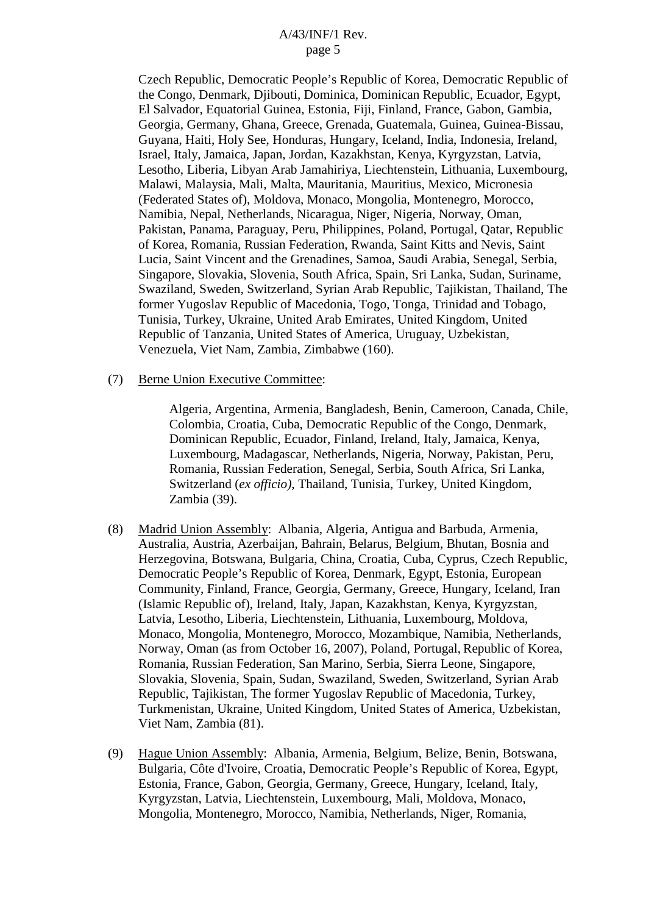Czech Republic, Democratic People's Republic of Korea, Democratic Republic of the Congo, Denmark, Djibouti, Dominica, Dominican Republic, Ecuador, Egypt, El Salvador, Equatorial Guinea, Estonia, Fiji, Finland, France, Gabon, Gambia, Georgia, Germany, Ghana, Greece, Grenada, Guatemala, Guinea, Guinea-Bissau, Guyana, Haiti, Holy See, Honduras, Hungary, Iceland, India, Indonesia, Ireland, Israel, Italy, Jamaica, Japan, Jordan, Kazakhstan, Kenya, Kyrgyzstan, Latvia, Lesotho, Liberia, Libyan Arab Jamahiriya, Liechtenstein, Lithuania, Luxembourg, Malawi, Malaysia, Mali, Malta, Mauritania, Mauritius, Mexico, Micronesia (Federated States of), Moldova, Monaco, Mongolia, Montenegro, Morocco, Namibia, Nepal, Netherlands, Nicaragua, Niger, Nigeria, Norway, Oman, Pakistan, Panama, Paraguay, Peru, Philippines, Poland, Portugal, Qatar, Republic of Korea, Romania, Russian Federation, Rwanda, Saint Kitts and Nevis, Saint Lucia, Saint Vincent and the Grenadines, Samoa, Saudi Arabia, Senegal, Serbia, Singapore, Slovakia, Slovenia, South Africa, Spain, Sri Lanka, Sudan, Suriname, Swaziland, Sweden, Switzerland, Syrian Arab Republic, Tajikistan, Thailand, The former Yugoslav Republic of Macedonia, Togo, Tonga, Trinidad and Tobago, Tunisia, Turkey, Ukraine, United Arab Emirates, United Kingdom, United Republic of Tanzania, United States of America, Uruguay, Uzbekistan, Venezuela, Viet Nam, Zambia, Zimbabwe (160).

(7) Berne Union Executive Committee:

Algeria, Argentina, Armenia, Bangladesh, Benin, Cameroon, Canada, Chile, Colombia, Croatia, Cuba, Democratic Republic of the Congo, Denmark, Dominican Republic, Ecuador, Finland, Ireland, Italy, Jamaica, Kenya, Luxembourg, Madagascar, Netherlands, Nigeria, Norway, Pakistan, Peru, Romania, Russian Federation, Senegal, Serbia, South Africa, Sri Lanka, Switzerland (*ex officio)*, Thailand, Tunisia, Turkey, United Kingdom, Zambia (39).

(8) Madrid Union Assembly: Albania, Algeria, Antigua and Barbuda, Armenia, Australia, Austria, Azerbaijan, Bahrain, Belarus, Belgium, Bhutan, Bosnia and Herzegovina, Botswana, Bulgaria, China, Croatia, Cuba, Cyprus, Czech Republic, Democratic People's Republic of Korea, Denmark, Egypt, Estonia, European Community, Finland, France, Georgia, Germany, Greece, Hungary, Iceland, Iran (Islamic Republic of), Ireland, Italy, Japan, Kazakhstan, Kenya, Kyrgyzstan, Latvia, Lesotho, Liberia, Liechtenstein, Lithuania, Luxembourg, Moldova, Monaco, Mongolia, Montenegro, Morocco, Mozambique, Namibia, Netherlands, Norway, Oman (as from October 16, 2007), Poland, Portugal, Republic of Korea, Romania, Russian Federation, San Marino, Serbia, Sierra Leone, Singapore, Slovakia, Slovenia, Spain, Sudan, Swaziland, Sweden, Switzerland, Syrian Arab Republic, Tajikistan, The former Yugoslav Republic of Macedonia, Turkey, Turkmenistan, Ukraine, United Kingdom, United States of America, Uzbekistan, Viet Nam, Zambia (81).

(9) Hague Union Assembly: Albania, Armenia, Belgium, Belize, Benin, Botswana, Bulgaria, Côte d'Ivoire, Croatia, Democratic People's Republic of Korea, Egypt, Estonia, France, Gabon, Georgia, Germany, Greece, Hungary, Iceland, Italy, Kyrgyzstan, Latvia, Liechtenstein, Luxembourg, Mali, Moldova, Monaco, Mongolia, Montenegro, Morocco, Namibia, Netherlands, Niger, Romania,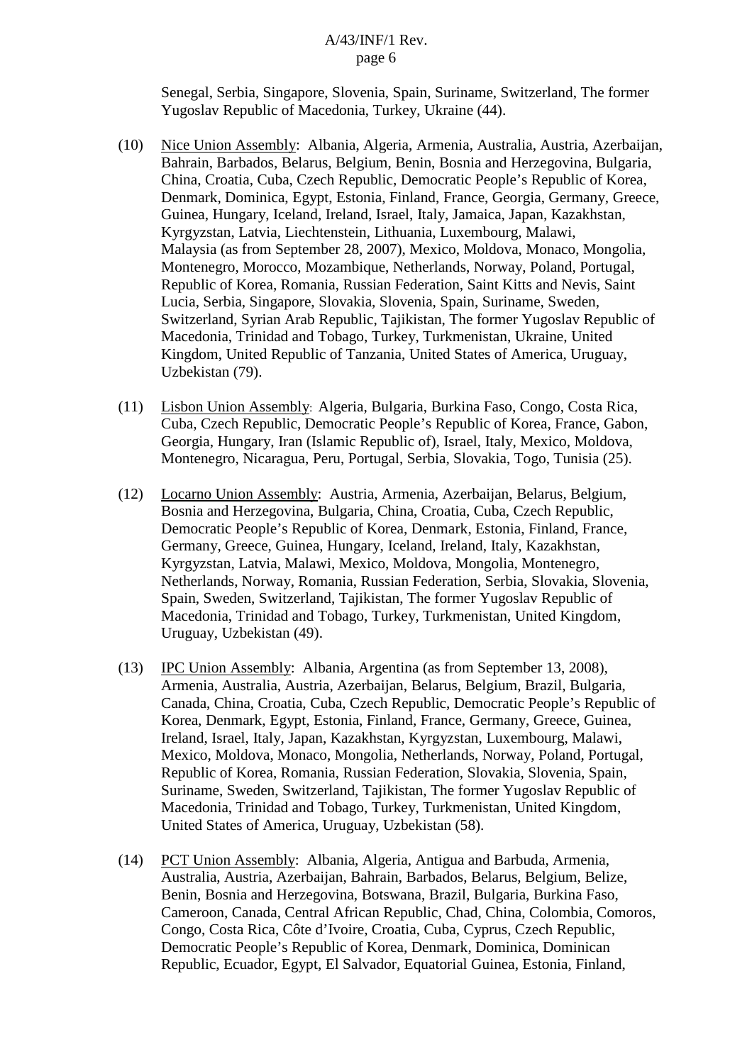Senegal, Serbia, Singapore, Slovenia, Spain, Suriname, Switzerland, The former Yugoslav Republic of Macedonia, Turkey, Ukraine (44).

(10) Nice Union Assembly: Albania, Algeria, Armenia, Australia, Austria, Azerbaijan, Bahrain, Barbados, Belarus, Belgium, Benin, Bosnia and Herzegovina, Bulgaria, China, Croatia, Cuba, Czech Republic, Democratic People's Republic of Korea, Denmark, Dominica, Egypt, Estonia, Finland, France, Georgia, Germany, Greece, Guinea, Hungary, Iceland, Ireland, Israel, Italy, Jamaica, Japan, Kazakhstan, Kyrgyzstan, Latvia, Liechtenstein, Lithuania, Luxembourg, Malawi, Malaysia (as from September 28, 2007), Mexico, Moldova, Monaco, Mongolia, Montenegro, Morocco, Mozambique, Netherlands, Norway, Poland, Portugal, Republic of Korea, Romania, Russian Federation, Saint Kitts and Nevis, Saint Lucia, Serbia, Singapore, Slovakia, Slovenia, Spain, Suriname, Sweden, Switzerland, Syrian Arab Republic, Tajikistan, The former Yugoslav Republic of Macedonia, Trinidad and Tobago, Turkey, Turkmenistan, Ukraine, United Kingdom, United Republic of Tanzania, United States of America, Uruguay, Uzbekistan (79).

(11) Lisbon Union Assembly: Algeria, Bulgaria, Burkina Faso, Congo, Costa Rica, Cuba, Czech Republic, Democratic People's Republic of Korea, France, Gabon, Georgia, Hungary, Iran (Islamic Republic of), Israel, Italy, Mexico, Moldova, Montenegro, Nicaragua, Peru, Portugal, Serbia, Slovakia, Togo, Tunisia (25).

(12) Locarno Union Assembly: Austria, Armenia, Azerbaijan, Belarus, Belgium, Bosnia and Herzegovina, Bulgaria, China, Croatia, Cuba, Czech Republic, Democratic People's Republic of Korea, Denmark, Estonia, Finland, France, Germany, Greece, Guinea, Hungary, Iceland, Ireland, Italy, Kazakhstan, Kyrgyzstan, Latvia, Malawi, Mexico, Moldova, Mongolia, Montenegro, Netherlands, Norway, Romania, Russian Federation, Serbia, Slovakia, Slovenia, Spain, Sweden, Switzerland, Tajikistan, The former Yugoslav Republic of Macedonia, Trinidad and Tobago, Turkey, Turkmenistan, United Kingdom, Uruguay, Uzbekistan (49).

(13) IPC Union Assembly: Albania, Argentina (as from September 13, 2008), Armenia, Australia, Austria, Azerbaijan, Belarus, Belgium, Brazil, Bulgaria, Canada, China, Croatia, Cuba, Czech Republic, Democratic People's Republic of Korea, Denmark, Egypt, Estonia, Finland, France, Germany, Greece, Guinea, Ireland, Israel, Italy, Japan, Kazakhstan, Kyrgyzstan, Luxembourg, Malawi, Mexico, Moldova, Monaco, Mongolia, Netherlands, Norway, Poland, Portugal, Republic of Korea, Romania, Russian Federation, Slovakia, Slovenia, Spain, Suriname, Sweden, Switzerland, Tajikistan, The former Yugoslav Republic of Macedonia, Trinidad and Tobago, Turkey, Turkmenistan, United Kingdom, United States of America, Uruguay, Uzbekistan (58).

(14) PCT Union Assembly: Albania, Algeria, Antigua and Barbuda, Armenia, Australia, Austria, Azerbaijan, Bahrain, Barbados, Belarus, Belgium, Belize, Benin, Bosnia and Herzegovina, Botswana, Brazil, Bulgaria, Burkina Faso, Cameroon, Canada, Central African Republic, Chad, China, Colombia, Comoros, Congo, Costa Rica, Côte d'Ivoire, Croatia, Cuba, Cyprus, Czech Republic, Democratic People's Republic of Korea, Denmark, Dominica, Dominican Republic, Ecuador, Egypt, El Salvador, Equatorial Guinea, Estonia, Finland,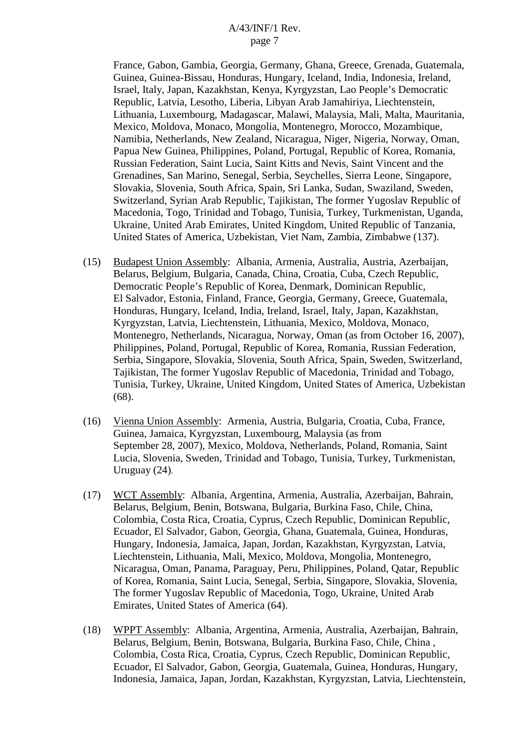France, Gabon, Gambia, Georgia, Germany, Ghana, Greece, Grenada, Guatemala, Guinea, Guinea-Bissau, Honduras, Hungary, Iceland, India, Indonesia, Ireland, Israel, Italy, Japan, Kazakhstan, Kenya, Kyrgyzstan, Lao People's Democratic Republic, Latvia, Lesotho, Liberia, Libyan Arab Jamahiriya, Liechtenstein, Lithuania, Luxembourg, Madagascar, Malawi, Malaysia, Mali, Malta, Mauritania, Mexico, Moldova, Monaco, Mongolia, Montenegro, Morocco, Mozambique, Namibia, Netherlands, New Zealand, Nicaragua, Niger, Nigeria, Norway, Oman, Papua New Guinea, Philippines, Poland, Portugal, Republic of Korea, Romania, Russian Federation, Saint Lucia, Saint Kitts and Nevis, Saint Vincent and the Grenadines, San Marino, Senegal, Serbia, Seychelles, Sierra Leone, Singapore, Slovakia, Slovenia, South Africa, Spain, Sri Lanka, Sudan, Swaziland, Sweden, Switzerland, Syrian Arab Republic, Tajikistan, The former Yugoslav Republic of Macedonia, Togo, Trinidad and Tobago, Tunisia, Turkey, Turkmenistan, Uganda, Ukraine, United Arab Emirates, United Kingdom, United Republic of Tanzania, United States of America, Uzbekistan, Viet Nam, Zambia, Zimbabwe (137).

(15) Budapest Union Assembly: Albania, Armenia, Australia, Austria, Azerbaijan, Belarus, Belgium, Bulgaria, Canada, China, Croatia, Cuba, Czech Republic, Democratic People's Republic of Korea, Denmark, Dominican Republic, El Salvador, Estonia, Finland, France, Georgia, Germany, Greece, Guatemala, Honduras, Hungary, Iceland, India, Ireland, Israel, Italy, Japan, Kazakhstan, Kyrgyzstan, Latvia, Liechtenstein, Lithuania, Mexico, Moldova, Monaco, Montenegro, Netherlands, Nicaragua, Norway, Oman (as from October 16, 2007), Philippines, Poland, Portugal, Republic of Korea, Romania, Russian Federation, Serbia, Singapore, Slovakia, Slovenia, South Africa, Spain, Sweden, Switzerland, Tajikistan, The former Yugoslav Republic of Macedonia, Trinidad and Tobago, Tunisia, Turkey, Ukraine, United Kingdom, United States of America, Uzbekistan (68).

(16) Vienna Union Assembly: Armenia, Austria, Bulgaria, Croatia, Cuba, France, Guinea, Jamaica, Kyrgyzstan, Luxembourg, Malaysia (as from September 28, 2007), Mexico, Moldova, Netherlands, Poland, Romania, Saint Lucia, Slovenia, Sweden, Trinidad and Tobago, Tunisia, Turkey, Turkmenistan, Uruguay (24).

(17) WCT Assembly: Albania, Argentina, Armenia, Australia, Azerbaijan, Bahrain, Belarus, Belgium, Benin, Botswana, Bulgaria, Burkina Faso, Chile, China, Colombia, Costa Rica, Croatia, Cyprus, Czech Republic, Dominican Republic, Ecuador, El Salvador, Gabon, Georgia, Ghana, Guatemala, Guinea, Honduras, Hungary, Indonesia, Jamaica, Japan, Jordan, Kazakhstan, Kyrgyzstan, Latvia, Liechtenstein, Lithuania, Mali, Mexico, Moldova, Mongolia, Montenegro, Nicaragua, Oman, Panama, Paraguay, Peru, Philippines, Poland, Qatar, Republic of Korea, Romania, Saint Lucia, Senegal, Serbia, Singapore, Slovakia, Slovenia, The former Yugoslav Republic of Macedonia, Togo, Ukraine, United Arab Emirates, United States of America (64).

(18) WPPT Assembly: Albania, Argentina, Armenia, Australia, Azerbaijan, Bahrain, Belarus, Belgium, Benin, Botswana, Bulgaria, Burkina Faso, Chile, China , Colombia, Costa Rica, Croatia, Cyprus, Czech Republic, Dominican Republic, Ecuador, El Salvador, Gabon, Georgia, Guatemala, Guinea, Honduras, Hungary, Indonesia, Jamaica, Japan, Jordan, Kazakhstan, Kyrgyzstan, Latvia, Liechtenstein,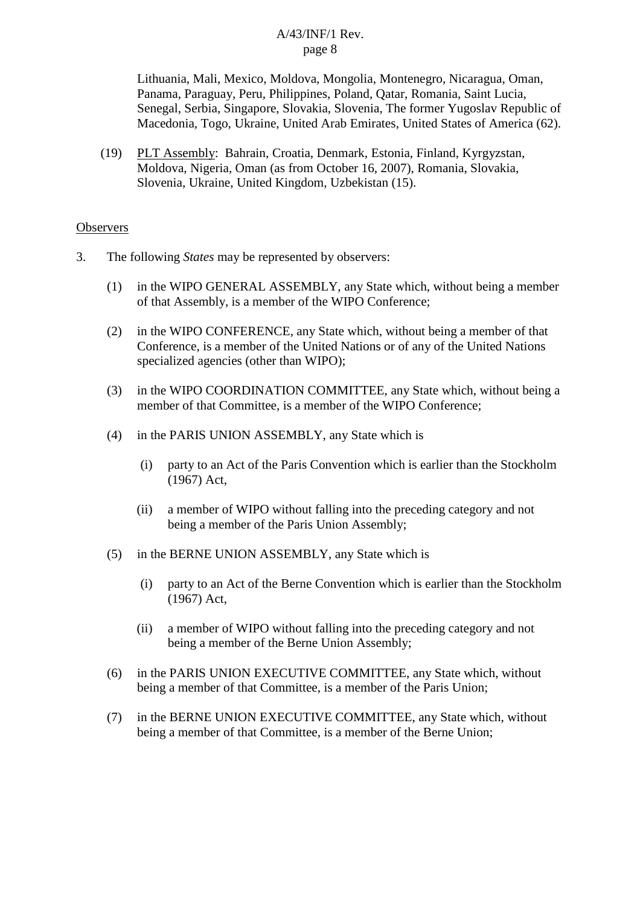Lithuania, Mali, Mexico, Moldova, Mongolia, Montenegro, Nicaragua, Oman, Panama, Paraguay, Peru, Philippines, Poland, Qatar, Romania, Saint Lucia, Senegal, Serbia, Singapore, Slovakia, Slovenia, The former Yugoslav Republic of Macedonia, Togo, Ukraine, United Arab Emirates, United States of America (62).

(19) PLT Assembly: Bahrain, Croatia, Denmark, Estonia, Finland, Kyrgyzstan, Moldova, Nigeria, Oman (as from October 16, 2007), Romania, Slovakia, Slovenia, Ukraine, United Kingdom, Uzbekistan (15).

Observers

3. The following *States* may be represented by observers:

(1) in the WIPO GENERAL ASSEMBLY, any State which, without being a member of that Assembly, is a member of the WIPO Conference;

(2) in the WIPO CONFERENCE, any State which, without being a member of that Conference, is a member of the United Nations or of any of the United Nations specialized agencies (other than WIPO);

(3) in the WIPO COORDINATION COMMITTEE, any State which, without being a member of that Committee, is a member of the WIPO Conference;

(4) in the PARIS UNION ASSEMBLY, any State which is

(i) party to an Act of the Paris Convention which is earlier than the Stockholm (1967) Act,

(ii) a member of WIPO without falling into the preceding category and not being a member of the Paris Union Assembly;

(5) in the BERNE UNION ASSEMBLY, any State which is

(i) party to an Act of the Berne Convention which is earlier than the Stockholm (1967) Act,

(ii) a member of WIPO without falling into the preceding category and not being a member of the Berne Union Assembly;

(6) in the PARIS UNION EXECUTIVE COMMITTEE, any State which, without being a member of that Committee, is a member of the Paris Union;

(7) in the BERNE UNION EXECUTIVE COMMITTEE, any State which, without being a member of that Committee, is a member of the Berne Union;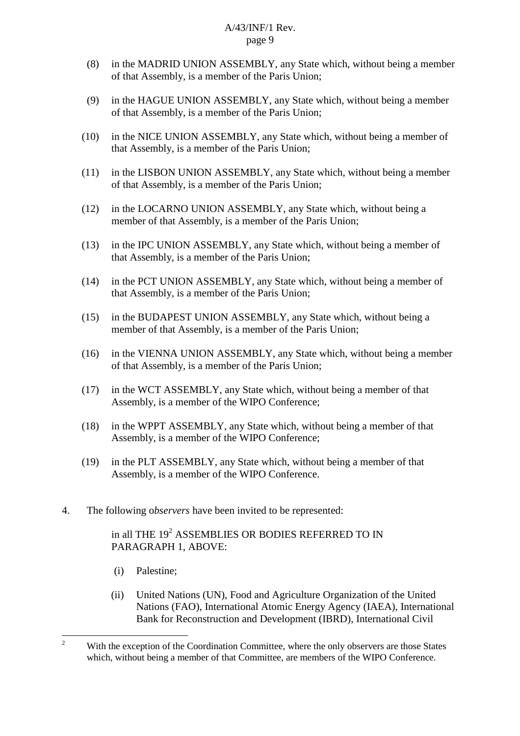(8) in the MADRID UNION ASSEMBLY, any State which, without being a member of that Assembly, is a member of the Paris Union;

(9) in the HAGUE UNION ASSEMBLY, any State which, without being a member of that Assembly, is a member of the Paris Union;

(10) in the NICE UNION ASSEMBLY, any State which, without being a member of that Assembly, is a member of the Paris Union;

(11) in the LISBON UNION ASSEMBLY, any State which, without being a member of that Assembly, is a member of the Paris Union;

(12) in the LOCARNO UNION ASSEMBLY, any State which, without being a member of that Assembly, is a member of the Paris Union;

(13) in the IPC UNION ASSEMBLY, any State which, without being a member of that Assembly, is a member of the Paris Union;

(14) in the PCT UNION ASSEMBLY, any State which, without being a member of that Assembly, is a member of the Paris Union;

(15) in the BUDAPEST UNION ASSEMBLY, any State which, without being a member of that Assembly, is a member of the Paris Union;

(16) in the VIENNA UNION ASSEMBLY, any State which, without being a member of that Assembly, is a member of the Paris Union;

(17) in the WCT ASSEMBLY, any State which, without being a member of that Assembly, is a member of the WIPO Conference;

(18) in the WPPT ASSEMBLY, any State which, without being a member of that Assembly, is a member of the WIPO Conference;

(19) in the PLT ASSEMBLY, any State which, without being a member of that Assembly, is a member of the WIPO Conference.

4. The following *observers* have been invited to be represented:

in all THE 19[2] ASSEMBLIES OR BODIES REFERRED TO IN PARAGRAPH 1, ABOVE:

(i) Palestine;

(ii) United Nations (UN), Food and Agriculture Organization of the United Nations (FAO), International Atomic Energy Agency (IAEA), International Bank for Reconstruction and Development (IBRD), International Civil

---

[2] With the exception of the Coordination Committee, where the only observers are those States which, without being a member of that Committee, are members of the WIPO Conference.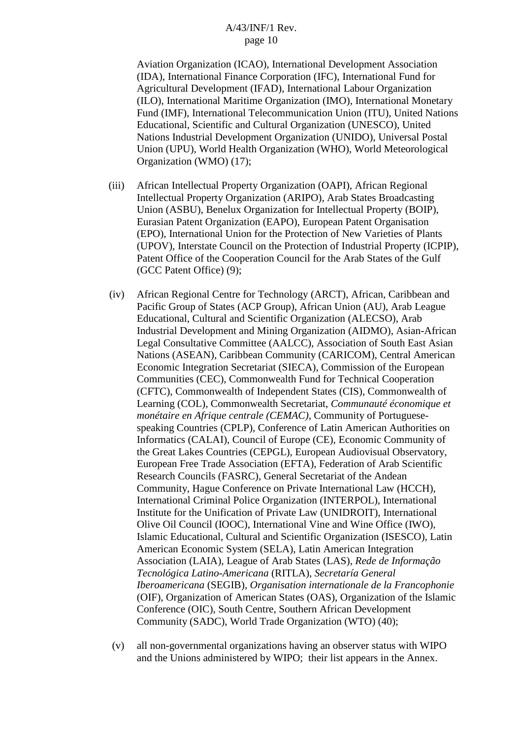Aviation Organization (ICAO), International Development Association (IDA), International Finance Corporation (IFC), International Fund for Agricultural Development (IFAD), International Labour Organization (ILO), International Maritime Organization (IMO), International Monetary Fund (IMF), International Telecommunication Union (ITU), United Nations Educational, Scientific and Cultural Organization (UNESCO), United Nations Industrial Development Organization (UNIDO), Universal Postal Union (UPU), World Health Organization (WHO), World Meteorological Organization (WMO) (17);

(iii) African Intellectual Property Organization (OAPI), African Regional Intellectual Property Organization (ARIPO), Arab States Broadcasting Union (ASBU), Benelux Organization for Intellectual Property (BOIP), Eurasian Patent Organization (EAPO), European Patent Organisation (EPO), International Union for the Protection of New Varieties of Plants (UPOV), Interstate Council on the Protection of Industrial Property (ICPIP), Patent Office of the Cooperation Council for the Arab States of the Gulf (GCC Patent Office) (9);

(iv) African Regional Centre for Technology (ARCT), African, Caribbean and Pacific Group of States (ACP Group), African Union (AU), Arab League Educational, Cultural and Scientific Organization (ALECSO), Arab Industrial Development and Mining Organization (AIDMO), Asian-African Legal Consultative Committee (AALCC), Association of South East Asian Nations (ASEAN), Caribbean Community (CARICOM), Central American Economic Integration Secretariat (SIECA), Commission of the European Communities (CEC), Commonwealth Fund for Technical Cooperation (CFTC), Commonwealth of Independent States (CIS), Commonwealth of Learning (COL), Commonwealth Secretariat, *Communauté économique et monétaire en Afrique centrale (CEMAC)*, Community of Portuguese-speaking Countries (CPLP), Conference of Latin American Authorities on Informatics (CALAI), Council of Europe (CE), Economic Community of the Great Lakes Countries (CEPGL), European Audiovisual Observatory, European Free Trade Association (EFTA), Federation of Arab Scientific Research Councils (FASRC), General Secretariat of the Andean Community, Hague Conference on Private International Law (HCCH), International Criminal Police Organization (INTERPOL), International Institute for the Unification of Private Law (UNIDROIT), International Olive Oil Council (IOOC), International Vine and Wine Office (IWO), Islamic Educational, Cultural and Scientific Organization (ISESCO), Latin American Economic System (SELA), Latin American Integration Association (LAIA), League of Arab States (LAS), *Rede de Informação Tecnológica Latino-Americana* (RITLA), *Secretaría General Iberoamericana* (SEGIB), *Organisation internationale de la Francophonie* (OIF), Organization of American States (OAS), Organization of the Islamic Conference (OIC), South Centre, Southern African Development Community (SADC), World Trade Organization (WTO) (40);

(v) all non-governmental organizations having an observer status with WIPO and the Unions administered by WIPO; their list appears in the Annex.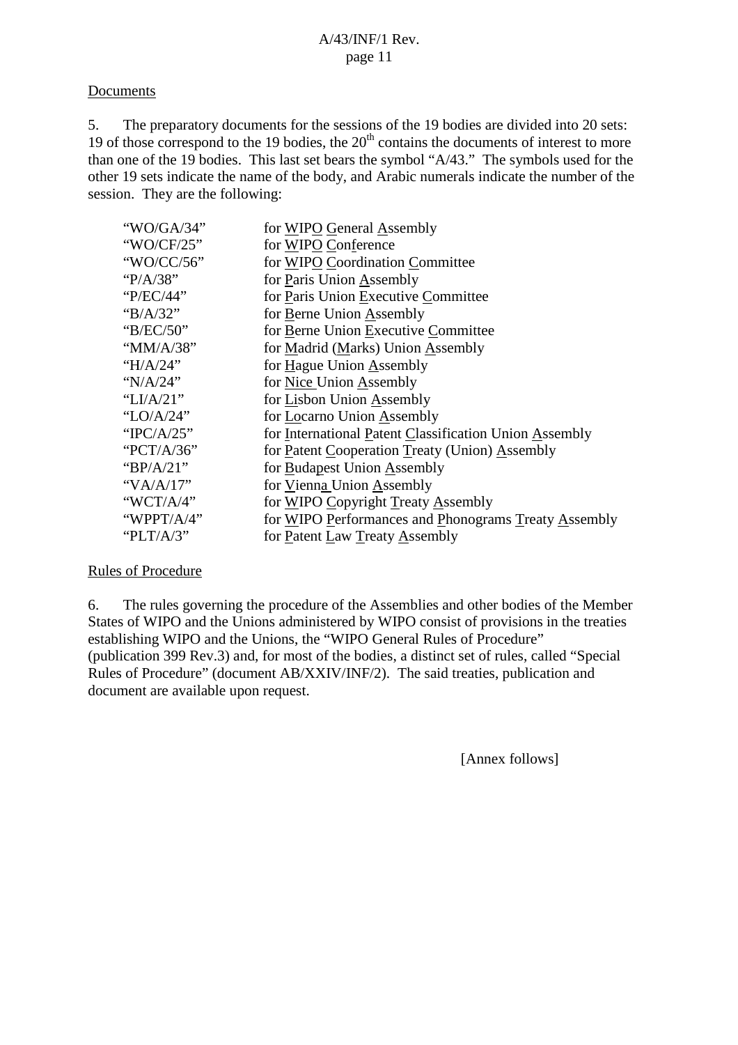Documents

5. The preparatory documents for the sessions of the 19 bodies are divided into 20 sets: 19 of those correspond to the 19 bodies, the 20th contains the documents of interest to more than one of the 19 bodies. This last set bears the symbol "A/43." The symbols used for the other 19 sets indicate the name of the body, and Arabic numerals indicate the number of the session. They are the following:

| | |
|---|---|
| "WO/GA/34" | for WIPO General Assembly |
| "WO/CF/25" | for WIPO Conference |
| "WO/CC/56" | for WIPO Coordination Committee |
| "P/A/38" | for Paris Union Assembly |
| "P/EC/44" | for Paris Union Executive Committee |
| "B/A/32" | for Berne Union Assembly |
| "B/EC/50" | for Berne Union Executive Committee |
| "MM/A/38" | for Madrid (Marks) Union Assembly |
| "H/A/24" | for Hague Union Assembly |
| "N/A/24" | for Nice Union Assembly |
| "LI/A/21" | for Lisbon Union Assembly |
| "LO/A/24" | for Locarno Union Assembly |
| "IPC/A/25" | for International Patent Classification Union Assembly |
| "PCT/A/36" | for Patent Cooperation Treaty (Union) Assembly |
| "BP/A/21" | for Budapest Union Assembly |
| "VA/A/17" | for Vienna Union Assembly |
| "WCT/A/4" | for WIPO Copyright Treaty Assembly |
| "WPPT/A/4" | for WIPO Performances and Phonograms Treaty Assembly |
| "PLT/A/3" | for Patent Law Treaty Assembly |

Rules of Procedure

6. The rules governing the procedure of the Assemblies and other bodies of the Member States of WIPO and the Unions administered by WIPO consist of provisions in the treaties establishing WIPO and the Unions, the "WIPO General Rules of Procedure" (publication 399 Rev.3) and, for most of the bodies, a distinct set of rules, called "Special Rules of Procedure" (document AB/XXIV/INF/2). The said treaties, publication and document are available upon request.

[Annex follows]